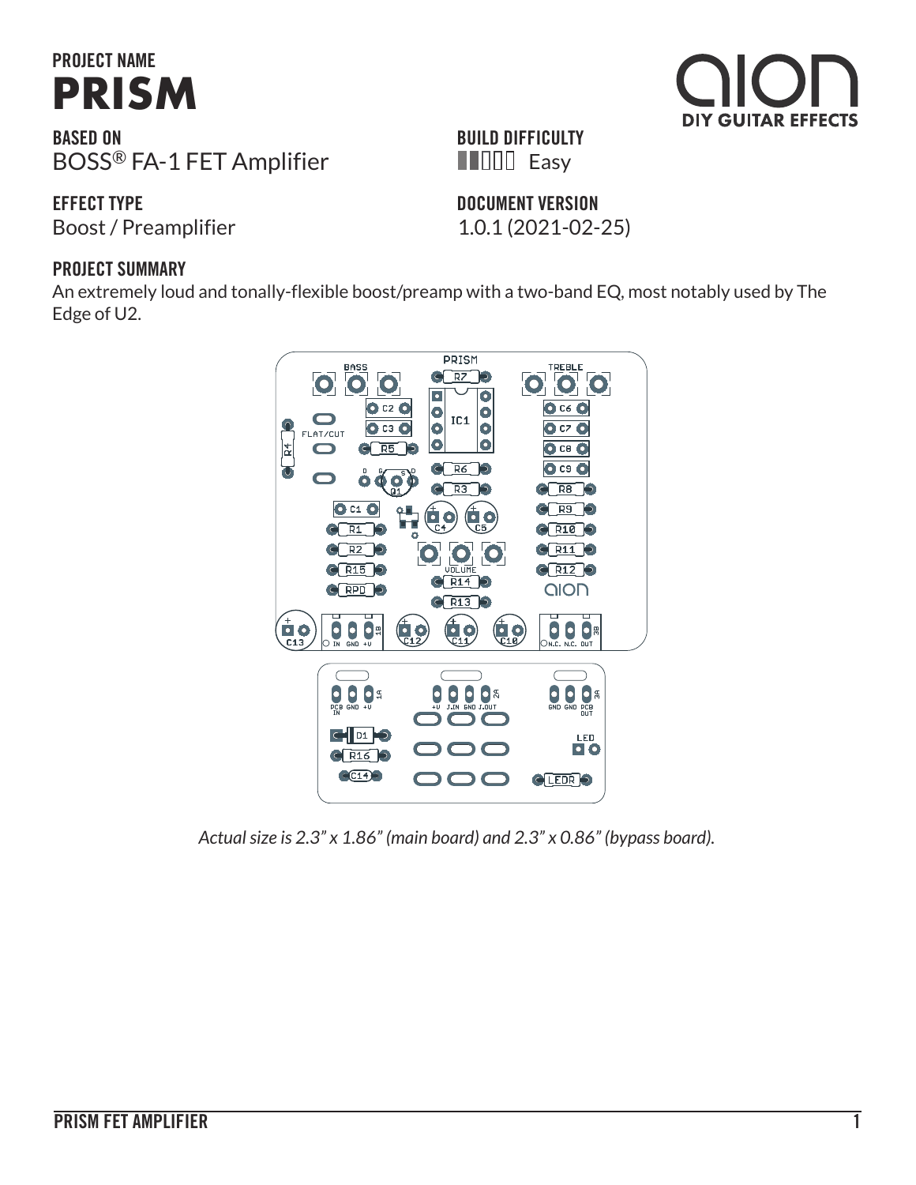PROJECT NAME
# PRISM

**BASED ON**
BOSS® FA-1 FET Amplifier

**BUILD DIFFICULTY**
Easy

**EFFECT TYPE**
Boost / Preamplifier

**DOCUMENT VERSION**
1.0.1 (2021-02-25)

## PROJECT SUMMARY

An extremely loud and tonally-flexible boost/preamp with a two-band EQ, most notably used by The Edge of U2.

*Actual size is 2.3" x 1.86" (main board) and 2.3" x 0.86" (bypass board).*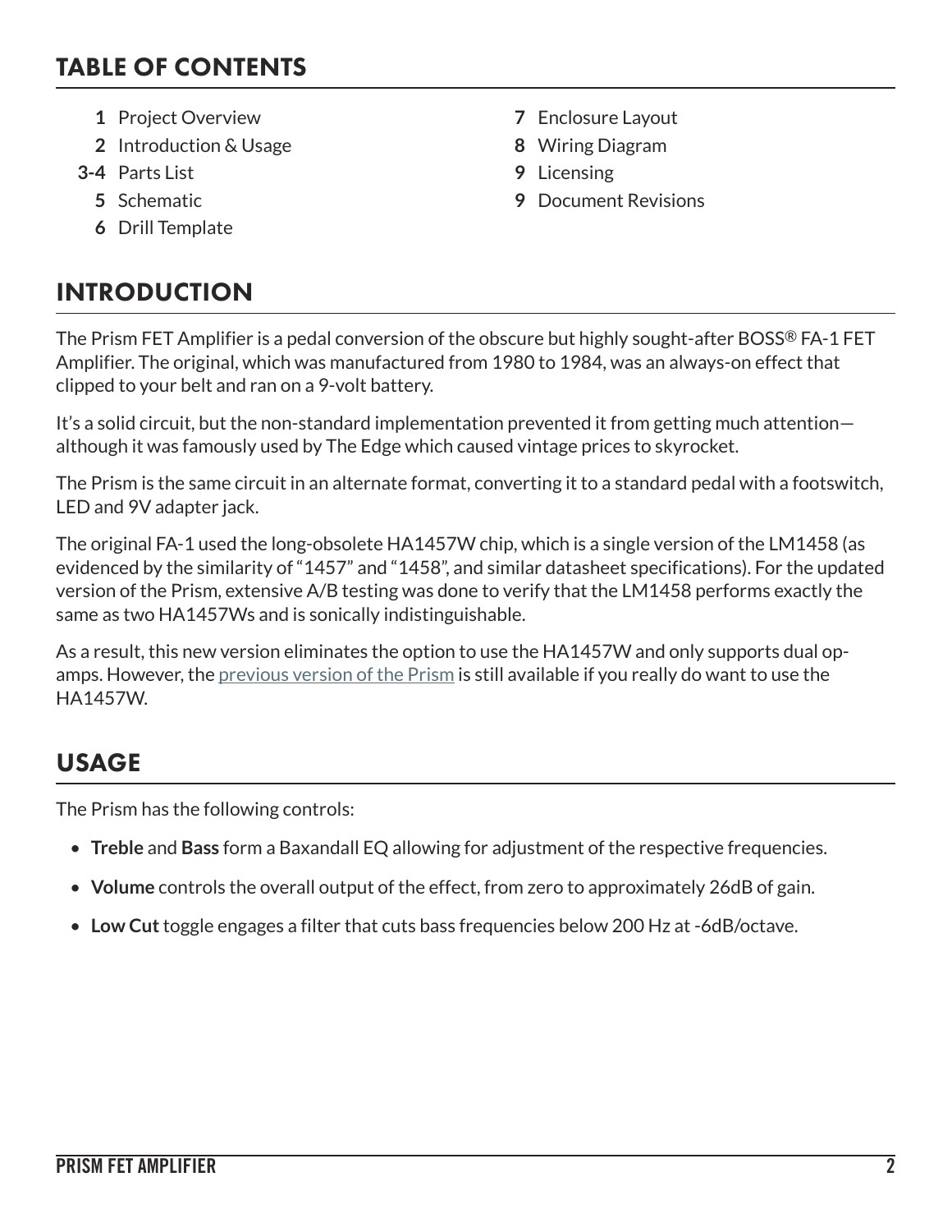## TABLE OF CONTENTS

- **1** Project Overview
- **2** Introduction & Usage
- **3-4** Parts List
- **5** Schematic
- **6** Drill Template
- **7** Enclosure Layout
- **8** Wiring Diagram
- **9** Licensing
- **9** Document Revisions

## INTRODUCTION

The Prism FET Amplifier is a pedal conversion of the obscure but highly sought-after BOSS® FA-1 FET Amplifier. The original, which was manufactured from 1980 to 1984, was an always-on effect that clipped to your belt and ran on a 9-volt battery.

It's a solid circuit, but the non-standard implementation prevented it from getting much attention—although it was famously used by The Edge which caused vintage prices to skyrocket.

The Prism is the same circuit in an alternate format, converting it to a standard pedal with a footswitch, LED and 9V adapter jack.

The original FA-1 used the long-obsolete HA1457W chip, which is a single version of the LM1458 (as evidenced by the similarity of "1457" and "1458", and similar datasheet specifications). For the updated version of the Prism, extensive A/B testing was done to verify that the LM1458 performs exactly the same as two HA1457Ws and is sonically indistinguishable.

As a result, this new version eliminates the option to use the HA1457W and only supports dual op-amps. However, the previous version of the Prism is still available if you really do want to use the HA1457W.

## USAGE

The Prism has the following controls:

- **Treble** and **Bass** form a Baxandall EQ allowing for adjustment of the respective frequencies.
- **Volume** controls the overall output of the effect, from zero to approximately 26dB of gain.
- **Low Cut** toggle engages a filter that cuts bass frequencies below 200 Hz at -6dB/octave.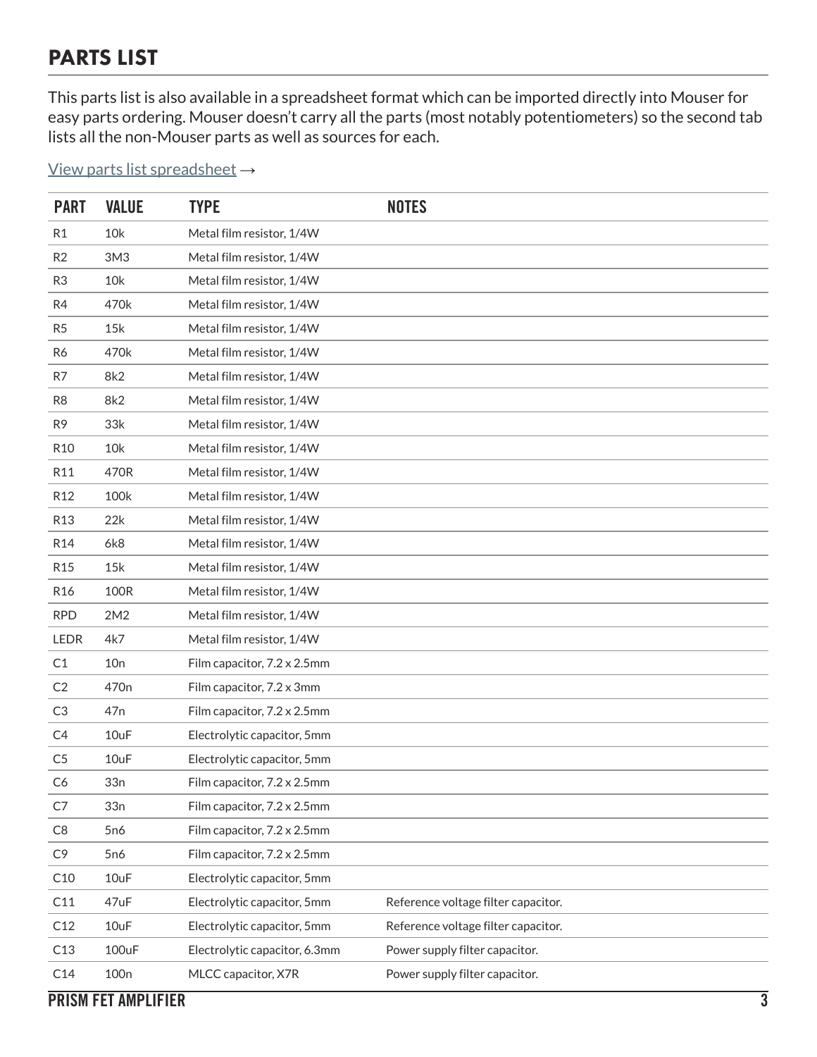## PARTS LIST

This parts list is also available in a spreadsheet format which can be imported directly into Mouser for easy parts ordering. Mouser doesn't carry all the parts (most notably potentiometers) so the second tab lists all the non-Mouser parts as well as sources for each.

View parts list spreadsheet →

| PART | VALUE | TYPE | NOTES |
|---|---|---|---|
| R1 | 10k | Metal film resistor, 1/4W | |
| R2 | 3M3 | Metal film resistor, 1/4W | |
| R3 | 10k | Metal film resistor, 1/4W | |
| R4 | 470k | Metal film resistor, 1/4W | |
| R5 | 15k | Metal film resistor, 1/4W | |
| R6 | 470k | Metal film resistor, 1/4W | |
| R7 | 8k2 | Metal film resistor, 1/4W | |
| R8 | 8k2 | Metal film resistor, 1/4W | |
| R9 | 33k | Metal film resistor, 1/4W | |
| R10 | 10k | Metal film resistor, 1/4W | |
| R11 | 470R | Metal film resistor, 1/4W | |
| R12 | 100k | Metal film resistor, 1/4W | |
| R13 | 22k | Metal film resistor, 1/4W | |
| R14 | 6k8 | Metal film resistor, 1/4W | |
| R15 | 15k | Metal film resistor, 1/4W | |
| R16 | 100R | Metal film resistor, 1/4W | |
| RPD | 2M2 | Metal film resistor, 1/4W | |
| LEDR | 4k7 | Metal film resistor, 1/4W | |
| C1 | 10n | Film capacitor, 7.2 x 2.5mm | |
| C2 | 470n | Film capacitor, 7.2 x 3mm | |
| C3 | 47n | Film capacitor, 7.2 x 2.5mm | |
| C4 | 10uF | Electrolytic capacitor, 5mm | |
| C5 | 10uF | Electrolytic capacitor, 5mm | |
| C6 | 33n | Film capacitor, 7.2 x 2.5mm | |
| C7 | 33n | Film capacitor, 7.2 x 2.5mm | |
| C8 | 5n6 | Film capacitor, 7.2 x 2.5mm | |
| C9 | 5n6 | Film capacitor, 7.2 x 2.5mm | |
| C10 | 10uF | Electrolytic capacitor, 5mm | |
| C11 | 47uF | Electrolytic capacitor, 5mm | Reference voltage filter capacitor. |
| C12 | 10uF | Electrolytic capacitor, 5mm | Reference voltage filter capacitor. |
| C13 | 100uF | Electrolytic capacitor, 6.3mm | Power supply filter capacitor. |
| C14 | 100n | MLCC capacitor, X7R | Power supply filter capacitor. |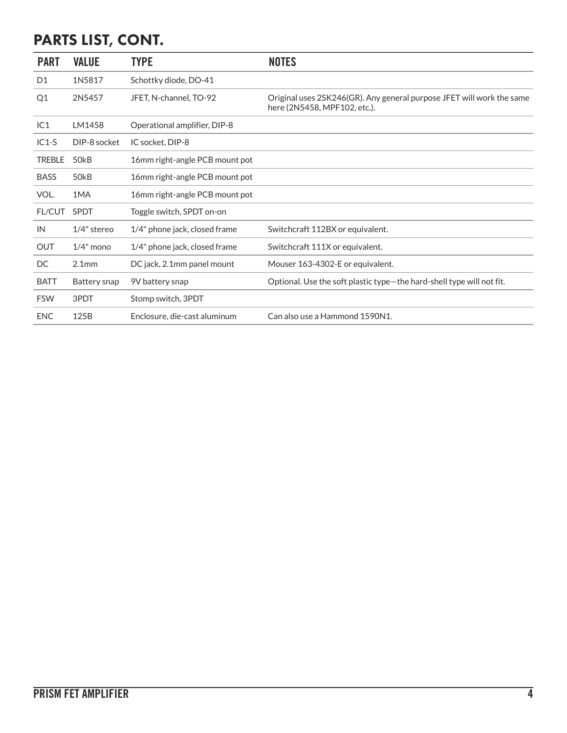## PARTS LIST, CONT.

| PART | VALUE | TYPE | NOTES |
| --- | --- | --- | --- |
| D1 | 1N5817 | Schottky diode, DO-41 | |
| Q1 | 2N5457 | JFET, N-channel, TO-92 | Original uses 2SK246(GR). Any general purpose JFET will work the same here (2N5458, MPF102, etc.). |
| IC1 | LM1458 | Operational amplifier, DIP-8 | |
| IC1-S | DIP-8 socket | IC socket, DIP-8 | |
| TREBLE | 50kB | 16mm right-angle PCB mount pot | |
| BASS | 50kB | 16mm right-angle PCB mount pot | |
| VOL. | 1MA | 16mm right-angle PCB mount pot | |
| FL/CUT | SPDT | Toggle switch, SPDT on-on | |
| IN | 1/4" stereo | 1/4" phone jack, closed frame | Switchcraft 112BX or equivalent. |
| OUT | 1/4" mono | 1/4" phone jack, closed frame | Switchcraft 111X or equivalent. |
| DC | 2.1mm | DC jack, 2.1mm panel mount | Mouser 163-4302-E or equivalent. |
| BATT | Battery snap | 9V battery snap | Optional. Use the soft plastic type—the hard-shell type will not fit. |
| FSW | 3PDT | Stomp switch, 3PDT | |
| ENC | 125B | Enclosure, die-cast aluminum | Can also use a Hammond 1590N1. |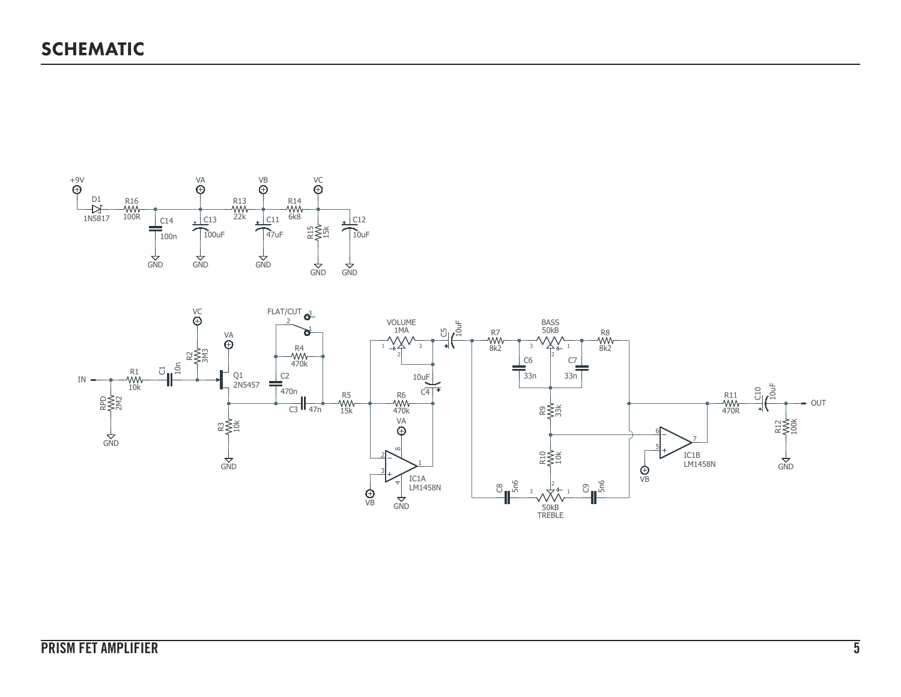# SCHEMATIC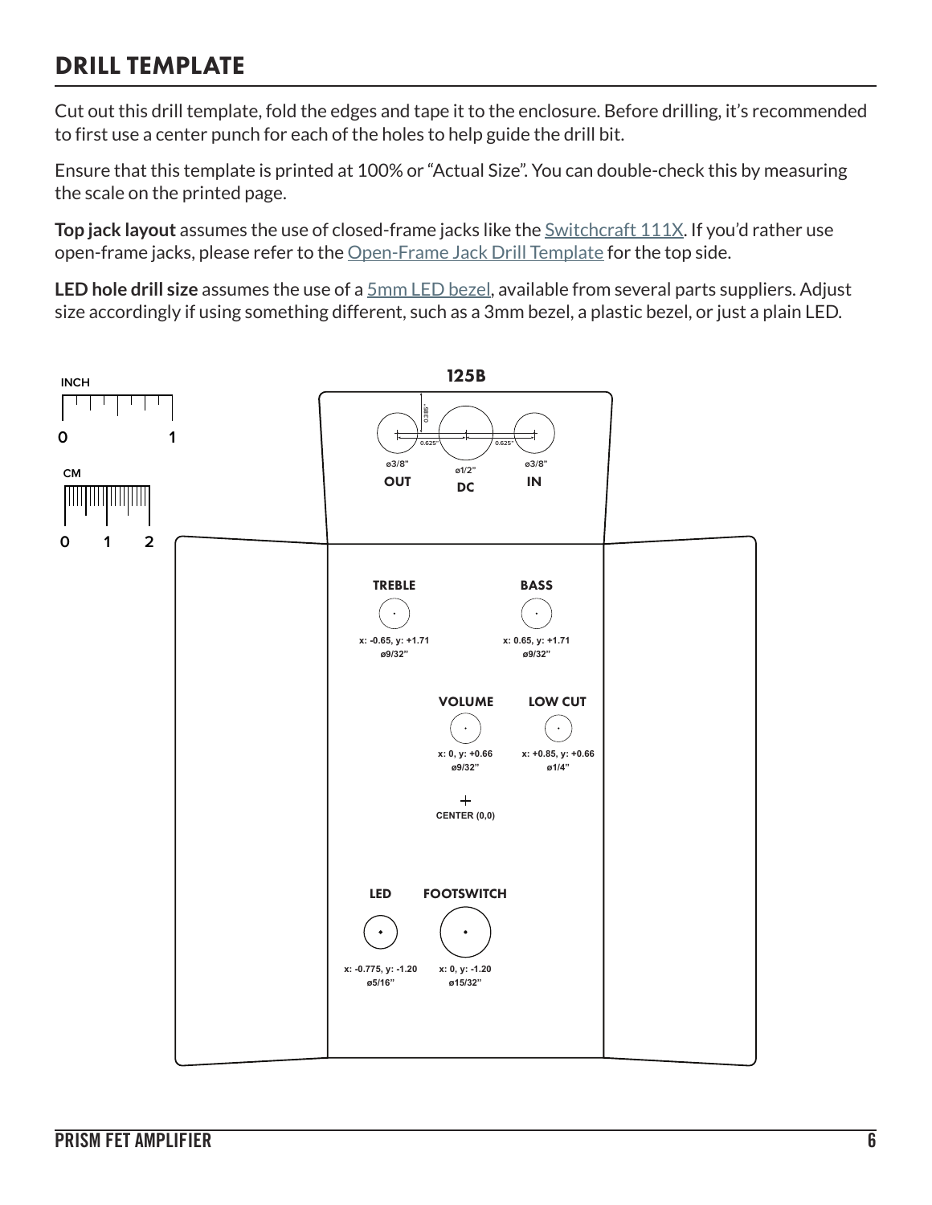# DRILL TEMPLATE

Cut out this drill template, fold the edges and tape it to the enclosure. Before drilling, it's recommended to first use a center punch for each of the holes to help guide the drill bit.

Ensure that this template is printed at 100% or "Actual Size". You can double-check this by measuring the scale on the printed page.

**Top jack layout** assumes the use of closed-frame jacks like the Switchcraft 111X. If you'd rather use open-frame jacks, please refer to the Open-Frame Jack Drill Template for the top side.

**LED hole drill size** assumes the use of a 5mm LED bezel, available from several parts suppliers. Adjust size accordingly if using something different, such as a 3mm bezel, a plastic bezel, or just a plain LED.

INCH
0 1

CM
0 1 2

**125B**

0.385"

0.625" 0.625"

| ø3/8" | ø1/2" | ø3/8" |
|---|---|---|
| OUT | DC | IN |

**TREBLE**
x: -0.65, y: +1.71
ø9/32"

**BASS**
x: 0.65, y: +1.71
ø9/32"

**VOLUME**
x: 0, y: +0.66
ø9/32"

**LOW CUT**
x: +0.85, y: +0.66
ø1/4"

CENTER (0,0)

**LED**
x: -0.775, y: -1.20
ø5/16"

**FOOTSWITCH**
x: 0, y: -1.20
ø15/32"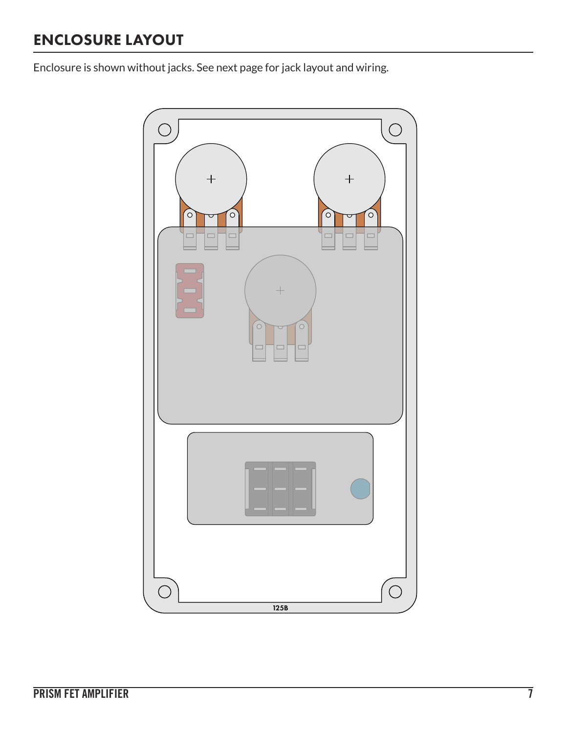## ENCLOSURE LAYOUT

Enclosure is shown without jacks. See next page for jack layout and wiring.

125B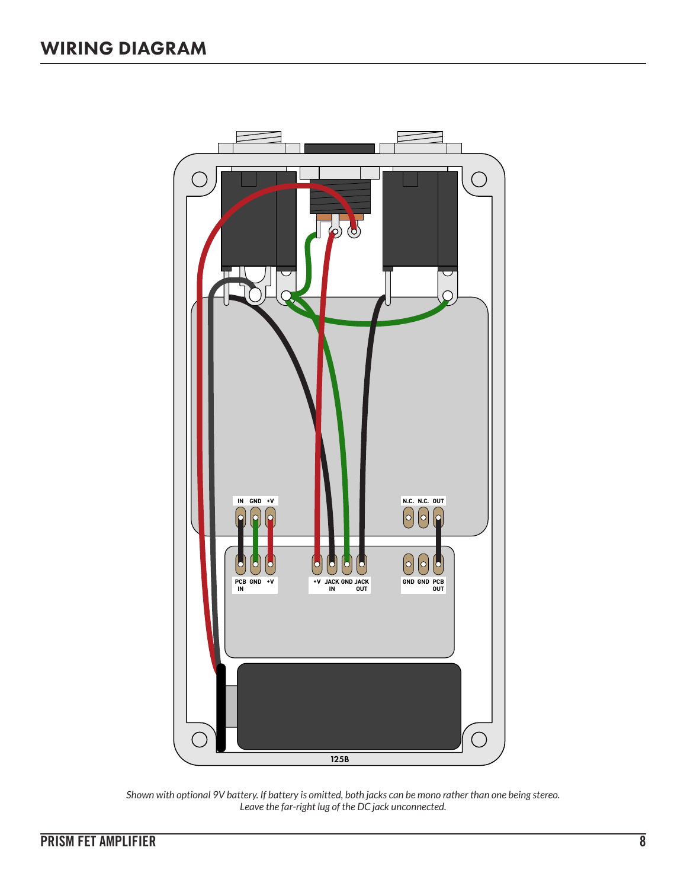# WIRING DIAGRAM

*Shown with optional 9V battery. If battery is omitted, both jacks can be mono rather than one being stereo. Leave the far-right lug of the DC jack unconnected.*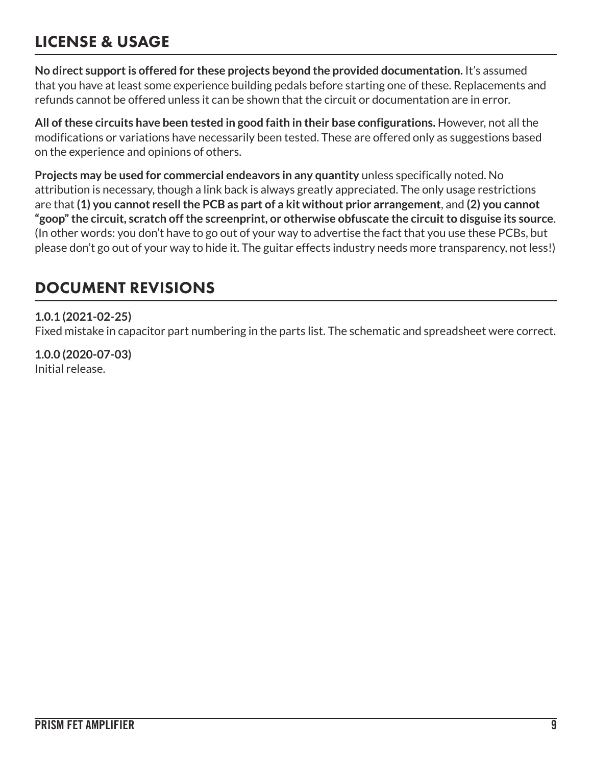## LICENSE & USAGE

**No direct support is offered for these projects beyond the provided documentation.** It's assumed that you have at least some experience building pedals before starting one of these. Replacements and refunds cannot be offered unless it can be shown that the circuit or documentation are in error.

**All of these circuits have been tested in good faith in their base configurations.** However, not all the modifications or variations have necessarily been tested. These are offered only as suggestions based on the experience and opinions of others.

**Projects may be used for commercial endeavors in any quantity** unless specifically noted. No attribution is necessary, though a link back is always greatly appreciated. The only usage restrictions are that **(1) you cannot resell the PCB as part of a kit without prior arrangement**, and **(2) you cannot "goop" the circuit, scratch off the screenprint, or otherwise obfuscate the circuit to disguise its source**. (In other words: you don't have to go out of your way to advertise the fact that you use these PCBs, but please don't go out of your way to hide it. The guitar effects industry needs more transparency, not less!)

## DOCUMENT REVISIONS

**1.0.1 (2021-02-25)**
Fixed mistake in capacitor part numbering in the parts list. The schematic and spreadsheet were correct.

**1.0.0 (2020-07-03)**
Initial release.